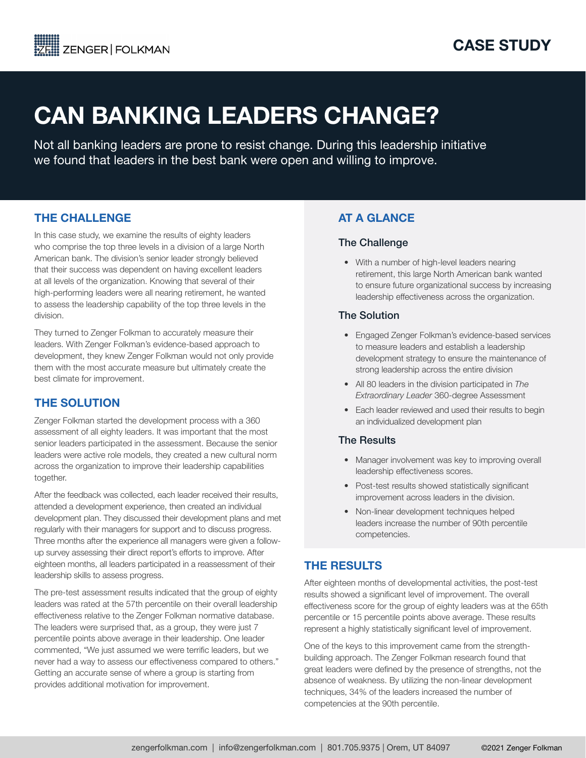ZENGER | FOLKMAN

CASE STUDY

# CAN BANKING LEADERS CHANGE?

Not all banking leaders are prone to resist change. During this leadership initiative we found that leaders in the best bank were open and willing to improve.

## THE CHALLENGE

In this case study, we examine the results of eighty leaders who comprise the top three levels in a division of a large North American bank. The division's senior leader strongly believed that their success was dependent on having excellent leaders at all levels of the organization. Knowing that several of their high-performing leaders were all nearing retirement, he wanted to assess the leadership capability of the top three levels in the division.

They turned to Zenger Folkman to accurately measure their leaders. With Zenger Folkman's evidence-based approach to development, they knew Zenger Folkman would not only provide them with the most accurate measure but ultimately create the best climate for improvement.

## THE SOLUTION

Zenger Folkman started the development process with a 360 assessment of all eighty leaders. It was important that the most senior leaders participated in the assessment. Because the senior leaders were active role models, they created a new cultural norm across the organization to improve their leadership capabilities together.

After the feedback was collected, each leader received their results, attended a development experience, then created an individual development plan. They discussed their development plans and met regularly with their managers for support and to discuss progress. Three months after the experience all managers were given a follow-up survey assessing their direct report's efforts to improve. After eighteen months, all leaders participated in a reassessment of their leadership skills to assess progress.

The pre-test assessment results indicated that the group of eighty leaders was rated at the 57th percentile on their overall leadership effectiveness relative to the Zenger Folkman normative database. The leaders were surprised that, as a group, they were just 7 percentile points above average in their leadership. One leader commented, "We just assumed we were terrific leaders, but we never had a way to assess our effectiveness compared to others." Getting an accurate sense of where a group is starting from provides additional motivation for improvement.

## AT A GLANCE

### The Challenge

- With a number of high-level leaders nearing retirement, this large North American bank wanted to ensure future organizational success by increasing leadership effectiveness across the organization.

### The Solution

- Engaged Zenger Folkman's evidence-based services to measure leaders and establish a leadership development strategy to ensure the maintenance of strong leadership across the entire division
- All 80 leaders in the division participated in *The Extraordinary Leader* 360-degree Assessment
- Each leader reviewed and used their results to begin an individualized development plan

### The Results

- Manager involvement was key to improving overall leadership effectiveness scores.
- Post-test results showed statistically significant improvement across leaders in the division.
- Non-linear development techniques helped leaders increase the number of 90th percentile competencies.

## THE RESULTS

After eighteen months of developmental activities, the post-test results showed a significant level of improvement. The overall effectiveness score for the group of eighty leaders was at the 65th percentile or 15 percentile points above average. These results represent a highly statistically significant level of improvement.

One of the keys to this improvement came from the strength-building approach. The Zenger Folkman research found that great leaders were defined by the presence of strengths, not the absence of weakness. By utilizing the non-linear development techniques, 34% of the leaders increased the number of competencies at the 90th percentile.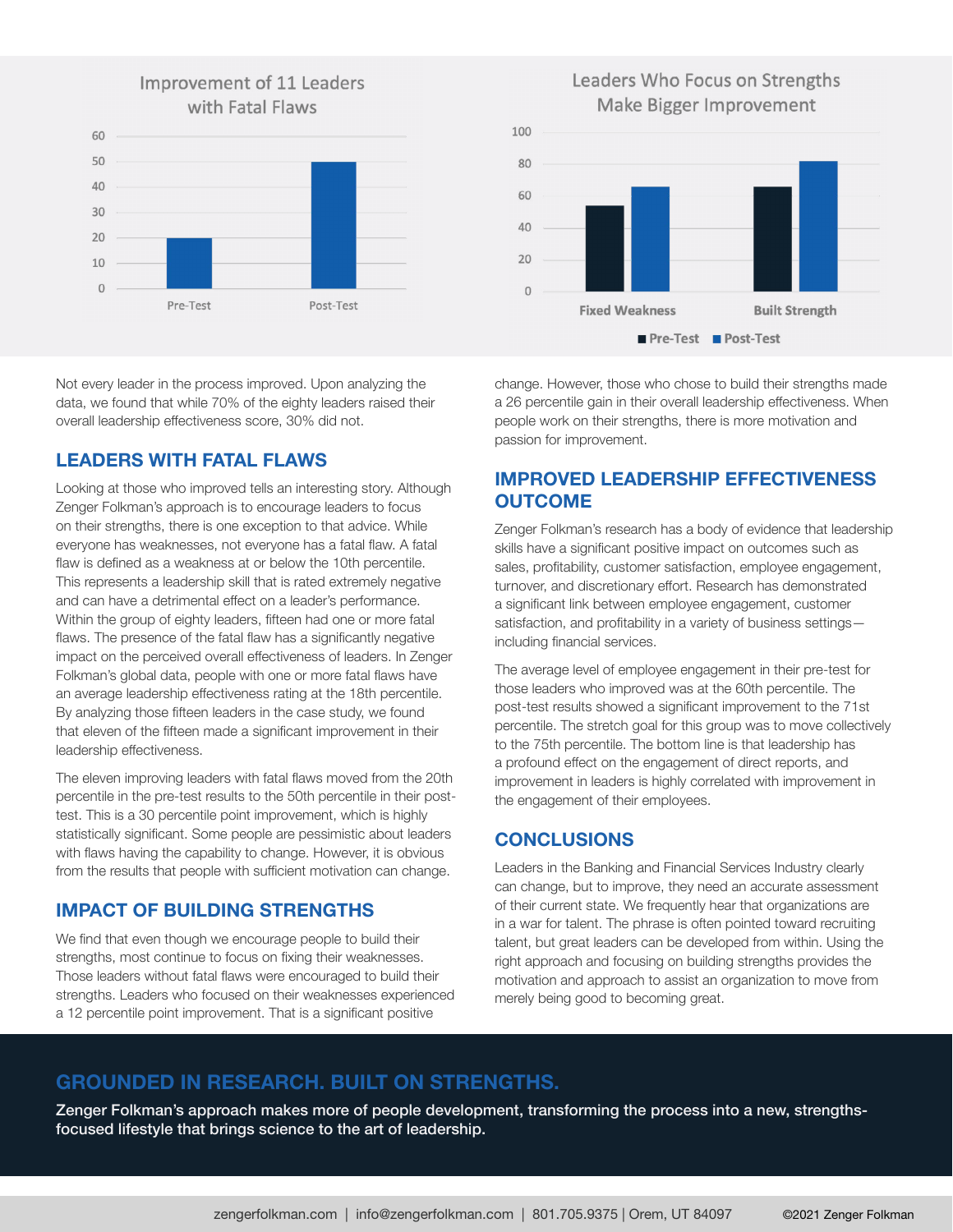Improvement of 11 Leaders with Fatal Flaws

60
50
40
30
20
10
0

Pre-Test
Post-Test

Leaders Who Focus on Strengths Make Bigger Improvement

100
80
60
40
20
0

Fixed Weakness
Built Strength

Pre-Test
Post-Test

Not every leader in the process improved. Upon analyzing the data, we found that while 70% of the eighty leaders raised their overall leadership effectiveness score, 30% did not.

## LEADERS WITH FATAL FLAWS

Looking at those who improved tells an interesting story. Although Zenger Folkman's approach is to encourage leaders to focus on their strengths, there is one exception to that advice. While everyone has weaknesses, not everyone has a fatal flaw. A fatal flaw is defined as a weakness at or below the 10th percentile. This represents a leadership skill that is rated extremely negative and can have a detrimental effect on a leader's performance. Within the group of eighty leaders, fifteen had one or more fatal flaws. The presence of the fatal flaw has a significantly negative impact on the perceived overall effectiveness of leaders. In Zenger Folkman's global data, people with one or more fatal flaws have an average leadership effectiveness rating at the 18th percentile. By analyzing those fifteen leaders in the case study, we found that eleven of the fifteen made a significant improvement in their leadership effectiveness.

The eleven improving leaders with fatal flaws moved from the 20th percentile in the pre-test results to the 50th percentile in their post-test. This is a 30 percentile point improvement, which is highly statistically significant. Some people are pessimistic about leaders with flaws having the capability to change. However, it is obvious from the results that people with sufficient motivation can change.

## IMPACT OF BUILDING STRENGTHS

We find that even though we encourage people to build their strengths, most continue to focus on fixing their weaknesses. Those leaders without fatal flaws were encouraged to build their strengths. Leaders who focused on their weaknesses experienced a 12 percentile point improvement. That is a significant positive change. However, those who chose to build their strengths made a 26 percentile gain in their overall leadership effectiveness. When people work on their strengths, there is more motivation and passion for improvement.

## IMPROVED LEADERSHIP EFFECTIVENESS OUTCOME

Zenger Folkman's research has a body of evidence that leadership skills have a significant positive impact on outcomes such as sales, profitability, customer satisfaction, employee engagement, turnover, and discretionary effort. Research has demonstrated a significant link between employee engagement, customer satisfaction, and profitability in a variety of business settings—including financial services.

The average level of employee engagement in their pre-test for those leaders who improved was at the 60th percentile. The post-test results showed a significant improvement to the 71st percentile. The stretch goal for this group was to move collectively to the 75th percentile. The bottom line is that leadership has a profound effect on the engagement of direct reports, and improvement in leaders is highly correlated with improvement in the engagement of their employees.

## CONCLUSIONS

Leaders in the Banking and Financial Services Industry clearly can change, but to improve, they need an accurate assessment of their current state. We frequently hear that organizations are in a war for talent. The phrase is often pointed toward recruiting talent, but great leaders can be developed from within. Using the right approach and focusing on building strengths provides the motivation and approach to assist an organization to move from merely being good to becoming great.

## GROUNDED IN RESEARCH. BUILT ON STRENGTHS.

**Zenger Folkman's approach makes more of people development, transforming the process into a new, strengths-focused lifestyle that brings science to the art of leadership.**

zengerfolkman.com | info@zengerfolkman.com | 801.705.9375 | Orem, UT 84097 ©2021 Zenger Folkman